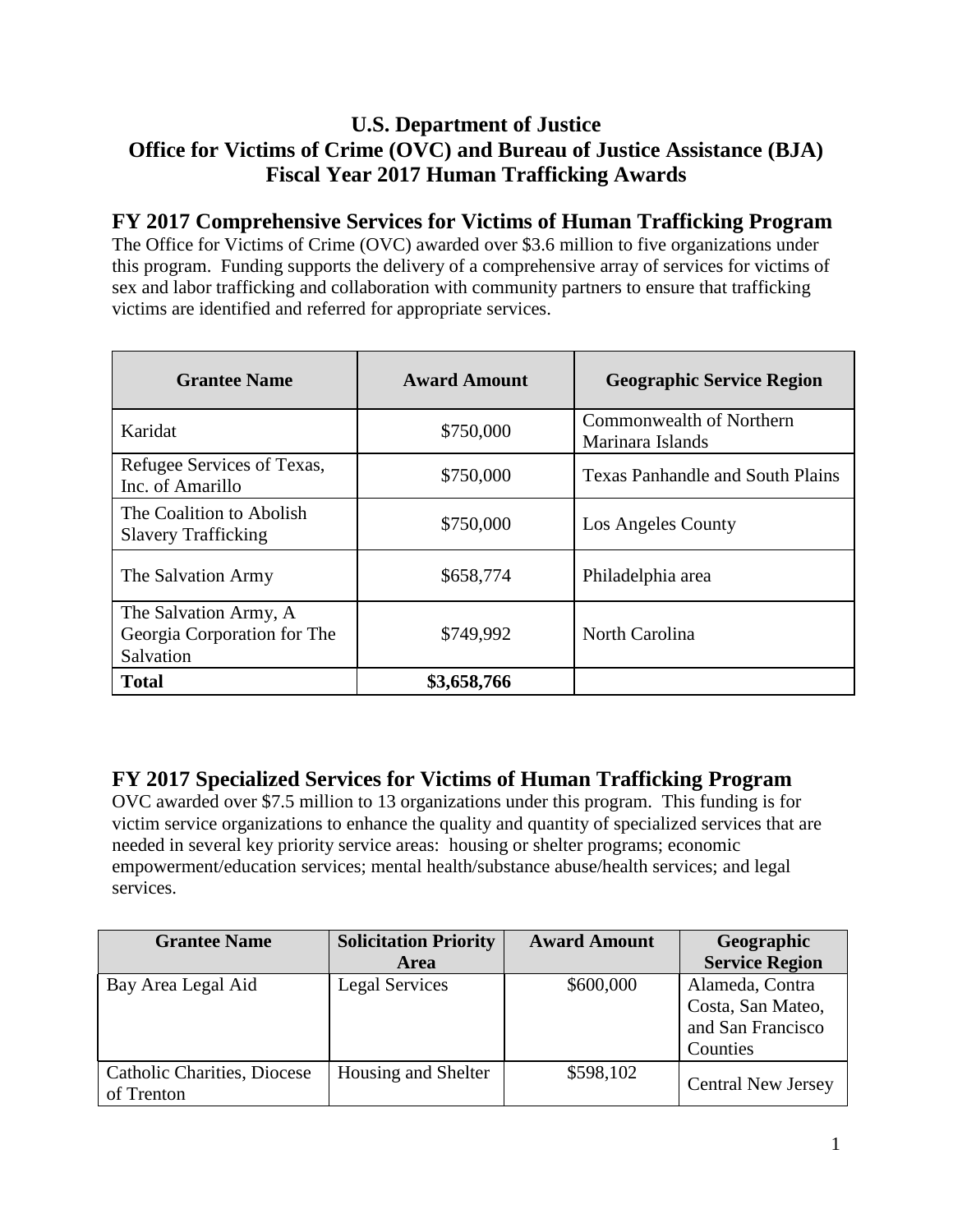# U.S. Department of Justice
# Office for Victims of Crime (OVC) and Bureau of Justice Assistance (BJA)
# Fiscal Year 2017 Human Trafficking Awards

## FY 2017 Comprehensive Services for Victims of Human Trafficking Program

The Office for Victims of Crime (OVC) awarded over $3.6 million to five organizations under this program. Funding supports the delivery of a comprehensive array of services for victims of sex and labor trafficking and collaboration with community partners to ensure that trafficking victims are identified and referred for appropriate services.

| Grantee Name | Award Amount | Geographic Service Region |
|---|---|---|
| Karidat | $750,000 | Commonwealth of Northern Marinara Islands |
| Refugee Services of Texas, Inc. of Amarillo | $750,000 | Texas Panhandle and South Plains |
| The Coalition to Abolish Slavery Trafficking | $750,000 | Los Angeles County |
| The Salvation Army | $658,774 | Philadelphia area |
| The Salvation Army, A Georgia Corporation for The Salvation | $749,992 | North Carolina |
| **Total** | **$3,658,766** | |

## FY 2017 Specialized Services for Victims of Human Trafficking Program

OVC awarded over $7.5 million to 13 organizations under this program. This funding is for victim service organizations to enhance the quality and quantity of specialized services that are needed in several key priority service areas: housing or shelter programs; economic empowerment/education services; mental health/substance abuse/health services; and legal services.

| Grantee Name | Solicitation Priority Area | Award Amount | Geographic Service Region |
|---|---|---|---|
| Bay Area Legal Aid | Legal Services | $600,000 | Alameda, Contra Costa, San Mateo, and San Francisco Counties |
| Catholic Charities, Diocese of Trenton | Housing and Shelter | $598,102 | Central New Jersey |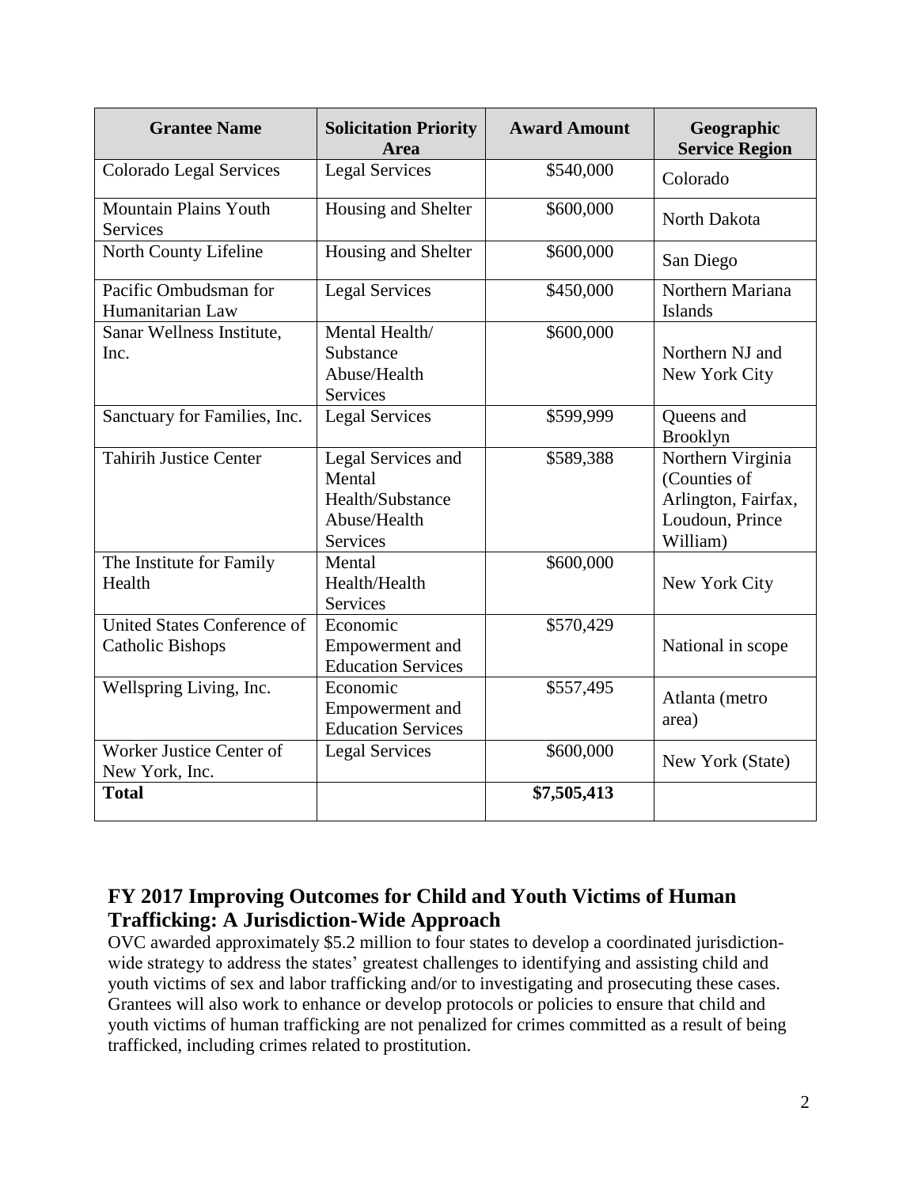| Grantee Name | Solicitation Priority Area | Award Amount | Geographic Service Region |
|---|---|---|---|
| Colorado Legal Services | Legal Services | \$540,000 | Colorado |
| Mountain Plains Youth Services | Housing and Shelter | \$600,000 | North Dakota |
| North County Lifeline | Housing and Shelter | \$600,000 | San Diego |
| Pacific Ombudsman for Humanitarian Law | Legal Services | \$450,000 | Northern Mariana Islands |
| Sanar Wellness Institute, Inc. | Mental Health/ Substance Abuse/Health Services | \$600,000 | Northern NJ and New York City |
| Sanctuary for Families, Inc. | Legal Services | \$599,999 | Queens and Brooklyn |
| Tahirih Justice Center | Legal Services and Mental Health/Substance Abuse/Health Services | \$589,388 | Northern Virginia (Counties of Arlington, Fairfax, Loudoun, Prince William) |
| The Institute for Family Health | Mental Health/Health Services | \$600,000 | New York City |
| United States Conference of Catholic Bishops | Economic Empowerment and Education Services | \$570,429 | National in scope |
| Wellspring Living, Inc. | Economic Empowerment and Education Services | \$557,495 | Atlanta (metro area) |
| Worker Justice Center of New York, Inc. | Legal Services | \$600,000 | New York (State) |
| **Total** | | **\$7,505,413** | |

## FY 2017 Improving Outcomes for Child and Youth Victims of Human Trafficking: A Jurisdiction-Wide Approach

OVC awarded approximately \$5.2 million to four states to develop a coordinated jurisdiction-wide strategy to address the states' greatest challenges to identifying and assisting child and youth victims of sex and labor trafficking and/or to investigating and prosecuting these cases. Grantees will also work to enhance or develop protocols or policies to ensure that child and youth victims of human trafficking are not penalized for crimes committed as a result of being trafficked, including crimes related to prostitution.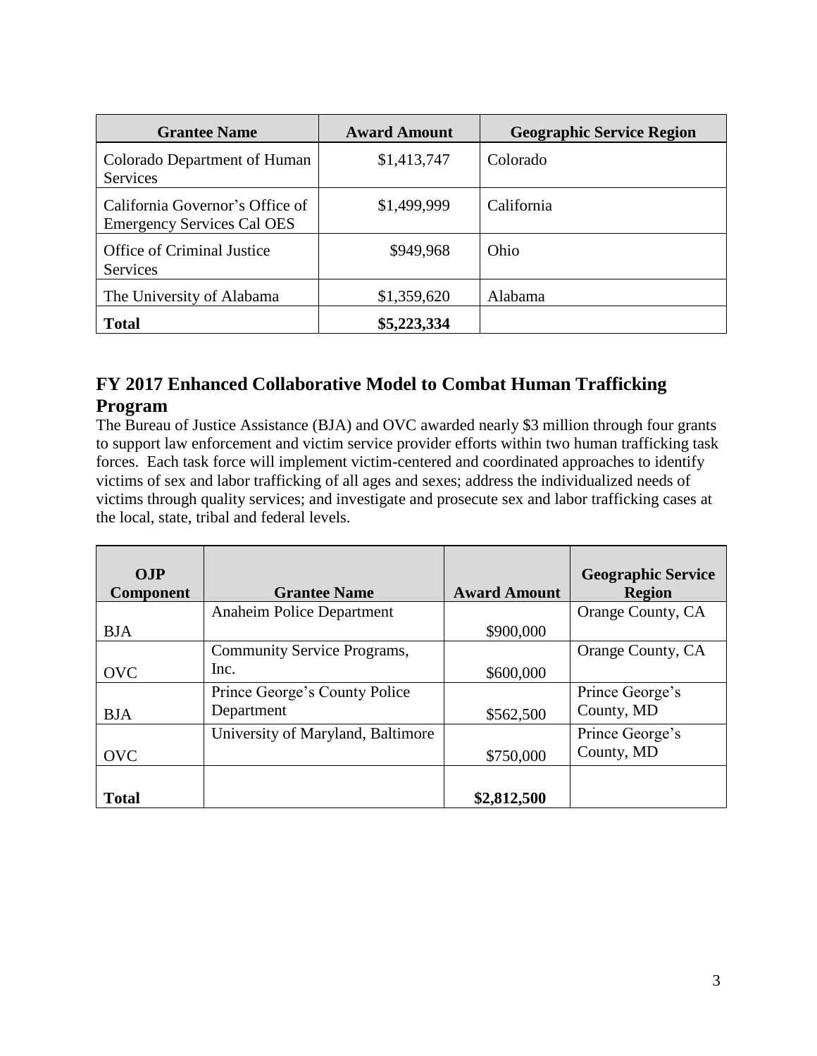| Grantee Name | Award Amount | Geographic Service Region |
|---|---|---|
| Colorado Department of Human Services | $1,413,747 | Colorado |
| California Governor's Office of Emergency Services Cal OES | $1,499,999 | California |
| Office of Criminal Justice Services | $949,968 | Ohio |
| The University of Alabama | $1,359,620 | Alabama |
| **Total** | **$5,223,334** | |

## FY 2017 Enhanced Collaborative Model to Combat Human Trafficking Program

The Bureau of Justice Assistance (BJA) and OVC awarded nearly $3 million through four grants to support law enforcement and victim service provider efforts within two human trafficking task forces. Each task force will implement victim-centered and coordinated approaches to identify victims of sex and labor trafficking of all ages and sexes; address the individualized needs of victims through quality services; and investigate and prosecute sex and labor trafficking cases at the local, state, tribal and federal levels.

| OJP Component | Grantee Name | Award Amount | Geographic Service Region |
|---|---|---|---|
| BJA | Anaheim Police Department | $900,000 | Orange County, CA |
| OVC | Community Service Programs, Inc. | $600,000 | Orange County, CA |
| BJA | Prince George's County Police Department | $562,500 | Prince George's County, MD |
| OVC | University of Maryland, Baltimore | $750,000 | Prince George's County, MD |
| **Total** | | **$2,812,500** | |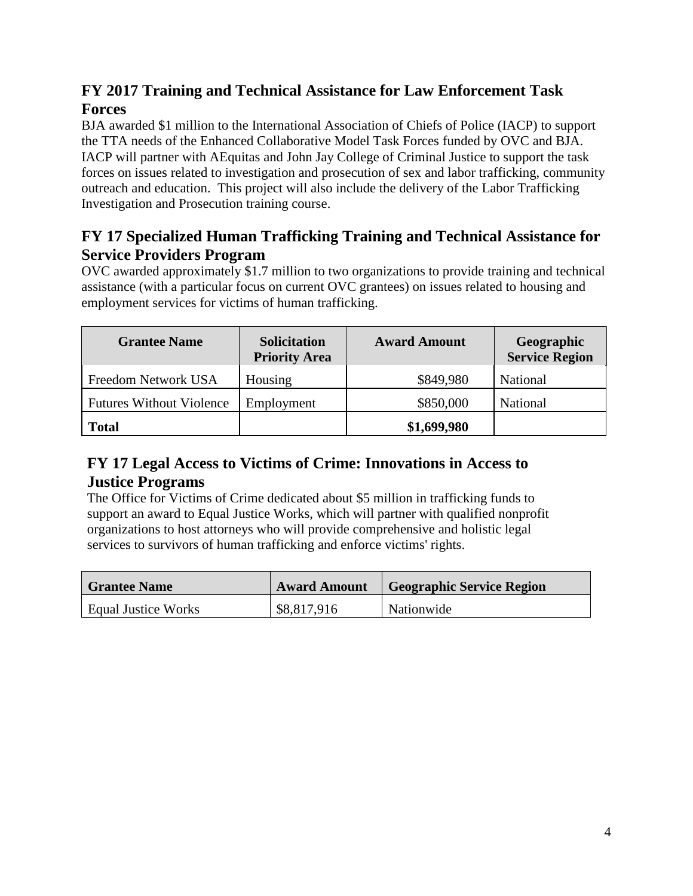## FY 2017 Training and Technical Assistance for Law Enforcement Task Forces

BJA awarded $1 million to the International Association of Chiefs of Police (IACP) to support the TTA needs of the Enhanced Collaborative Model Task Forces funded by OVC and BJA. IACP will partner with AEquitas and John Jay College of Criminal Justice to support the task forces on issues related to investigation and prosecution of sex and labor trafficking, community outreach and education. This project will also include the delivery of the Labor Trafficking Investigation and Prosecution training course.

## FY 17 Specialized Human Trafficking Training and Technical Assistance for Service Providers Program

OVC awarded approximately $1.7 million to two organizations to provide training and technical assistance (with a particular focus on current OVC grantees) on issues related to housing and employment services for victims of human trafficking.

| Grantee Name | Solicitation Priority Area | Award Amount | Geographic Service Region |
|---|---|---|---|
| Freedom Network USA | Housing | $849,980 | National |
| Futures Without Violence | Employment | $850,000 | National |
| **Total** | | **$1,699,980** | |

## FY 17 Legal Access to Victims of Crime: Innovations in Access to Justice Programs

The Office for Victims of Crime dedicated about $5 million in trafficking funds to support an award to Equal Justice Works, which will partner with qualified nonprofit organizations to host attorneys who will provide comprehensive and holistic legal services to survivors of human trafficking and enforce victims' rights.

| Grantee Name | Award Amount | Geographic Service Region |
|---|---|---|
| Equal Justice Works | $8,817,916 | Nationwide |